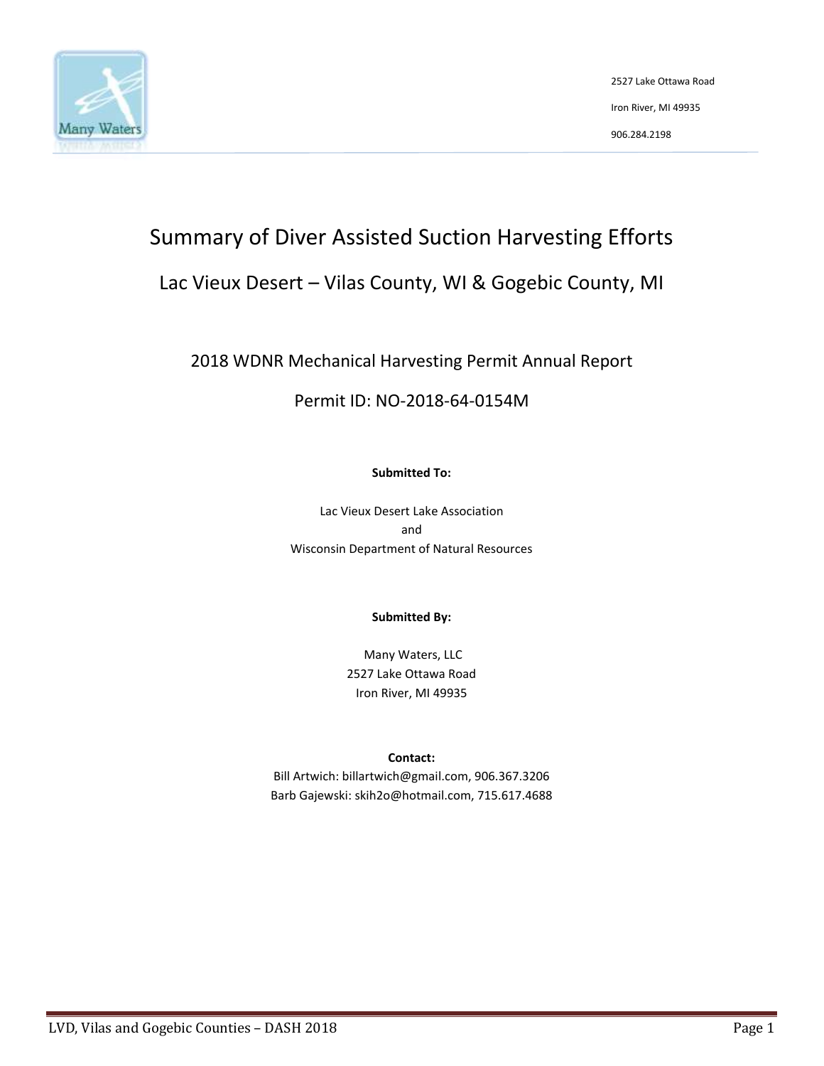2527 Lake Ottawa Road

Iron River, MI 49935

906.284.2198

# Summary of Diver Assisted Suction Harvesting Efforts

## Lac Vieux Desert – Vilas County, WI & Gogebic County, MI

### 2018 WDNR Mechanical Harvesting Permit Annual Report

### Permit ID: NO-2018-64-0154M

**Submitted To:**

Lac Vieux Desert Lake Association
and
Wisconsin Department of Natural Resources

**Submitted By:**

Many Waters, LLC
2527 Lake Ottawa Road
Iron River, MI 49935

**Contact:**
Bill Artwich: billartwich@gmail.com, 906.367.3206
Barb Gajewski: skih2o@hotmail.com, 715.617.4688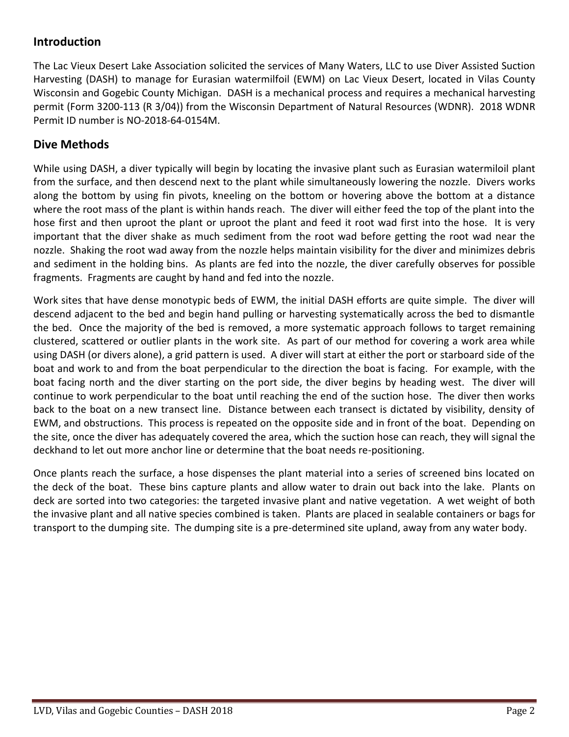## Introduction

The Lac Vieux Desert Lake Association solicited the services of Many Waters, LLC to use Diver Assisted Suction Harvesting (DASH) to manage for Eurasian watermilfoil (EWM) on Lac Vieux Desert, located in Vilas County Wisconsin and Gogebic County Michigan. DASH is a mechanical process and requires a mechanical harvesting permit (Form 3200-113 (R 3/04)) from the Wisconsin Department of Natural Resources (WDNR). 2018 WDNR Permit ID number is NO-2018-64-0154M.

## Dive Methods

While using DASH, a diver typically will begin by locating the invasive plant such as Eurasian watermiloil plant from the surface, and then descend next to the plant while simultaneously lowering the nozzle. Divers works along the bottom by using fin pivots, kneeling on the bottom or hovering above the bottom at a distance where the root mass of the plant is within hands reach. The diver will either feed the top of the plant into the hose first and then uproot the plant or uproot the plant and feed it root wad first into the hose. It is very important that the diver shake as much sediment from the root wad before getting the root wad near the nozzle. Shaking the root wad away from the nozzle helps maintain visibility for the diver and minimizes debris and sediment in the holding bins. As plants are fed into the nozzle, the diver carefully observes for possible fragments. Fragments are caught by hand and fed into the nozzle.

Work sites that have dense monotypic beds of EWM, the initial DASH efforts are quite simple. The diver will descend adjacent to the bed and begin hand pulling or harvesting systematically across the bed to dismantle the bed. Once the majority of the bed is removed, a more systematic approach follows to target remaining clustered, scattered or outlier plants in the work site. As part of our method for covering a work area while using DASH (or divers alone), a grid pattern is used. A diver will start at either the port or starboard side of the boat and work to and from the boat perpendicular to the direction the boat is facing. For example, with the boat facing north and the diver starting on the port side, the diver begins by heading west. The diver will continue to work perpendicular to the boat until reaching the end of the suction hose. The diver then works back to the boat on a new transect line. Distance between each transect is dictated by visibility, density of EWM, and obstructions. This process is repeated on the opposite side and in front of the boat. Depending on the site, once the diver has adequately covered the area, which the suction hose can reach, they will signal the deckhand to let out more anchor line or determine that the boat needs re-positioning.

Once plants reach the surface, a hose dispenses the plant material into a series of screened bins located on the deck of the boat. These bins capture plants and allow water to drain out back into the lake. Plants on deck are sorted into two categories: the targeted invasive plant and native vegetation. A wet weight of both the invasive plant and all native species combined is taken. Plants are placed in sealable containers or bags for transport to the dumping site. The dumping site is a pre-determined site upland, away from any water body.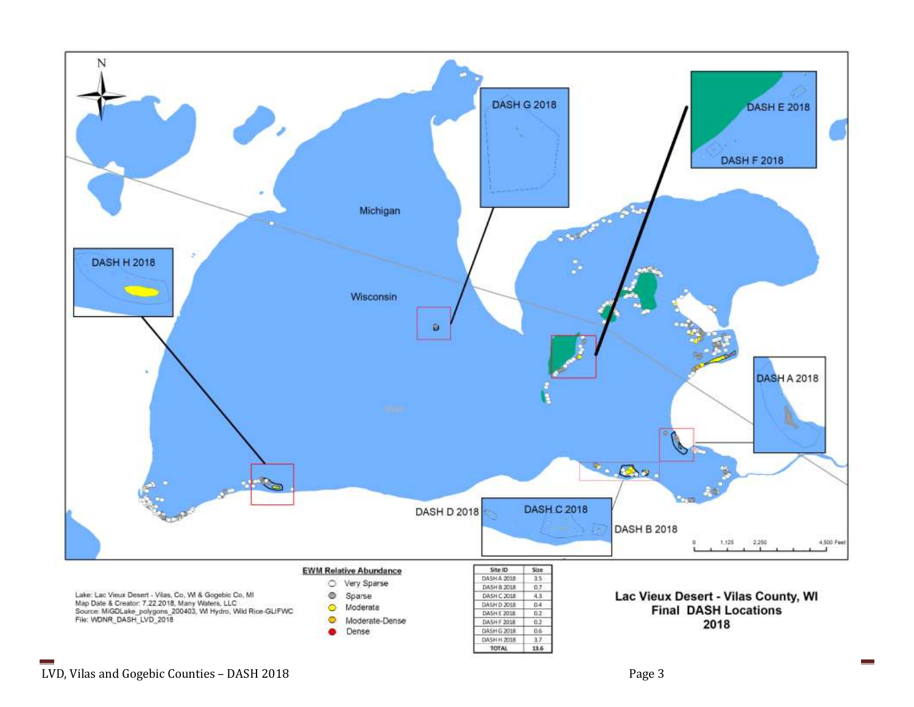N

Michigan

Wisconsin

DASH G 2018

DASH E 2018

DASH F 2018

DASH H 2018

DASH A 2018

DASH D 2018

DASH C 2018

DASH B 2018

0 1,125 2,250 4,500 Feet

Lake: Lac Vieux Desert - Vilas, Co, WI & Gogebic Co, MI
Map Date & Creator: 7.22.2018, Many Waters, LLC
Source: MiGDLake_polygons_200403, WI Hydro, Wild Rice-GLIFWC
File: WDNR_DASH_LVD_2018

**EWM Relative Abundance**

- Very Sparse
- Sparse
- Moderate
- Moderate-Dense
- Dense

| Site ID | Size |
|---|---|
| DASH A 2018 | 3.5 |
| DASH B 2018 | 0.7 |
| DASH C 2018 | 4.3 |
| DASH D 2018 | 0.4 |
| DASH E 2018 | 0.2 |
| DASH F 2018 | 0.2 |
| DASH G 2018 | 0.6 |
| DASH H 2018 | 3.7 |
| TOTAL | 13.6 |

**Lac Vieux Desert - Vilas County, WI**
**Final DASH Locations**
**2018**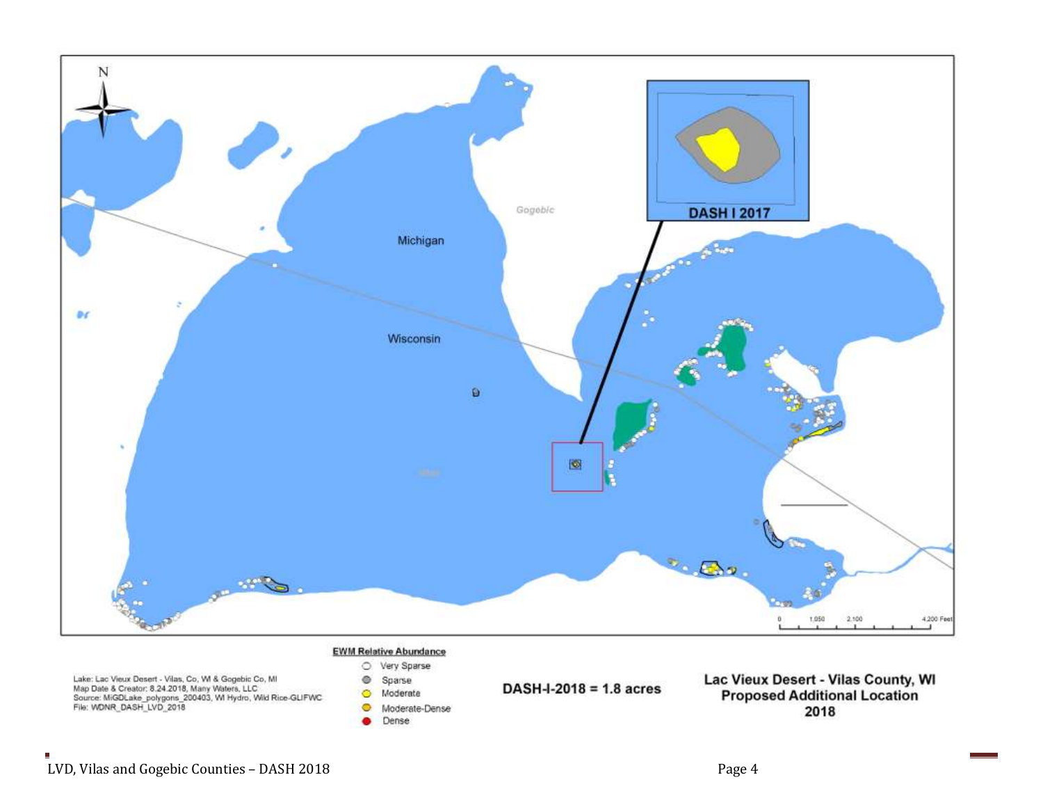N

Michigan

Wisconsin

Gogebic

DASH I 2017

0 1,050 2,100 4,200 Feet

**EWM Relative Abundance**

- Very Sparse
- Sparse
- Moderate
- Moderate-Dense
- Dense

Lake: Lac Vieux Desert - Vilas, Co, WI & Gogebic Co, MI
Map Date & Creator: 8.24.2018, Many Waters, LLC
Source: MiGDLake_polygons_200403, WI Hydro, Wild Rice-GLIFWC
File: WDNR_DASH_LVD_2018

**DASH-I-2018 = 1.8 acres**

**Lac Vieux Desert - Vilas County, WI**
**Proposed Additional Location**
**2018**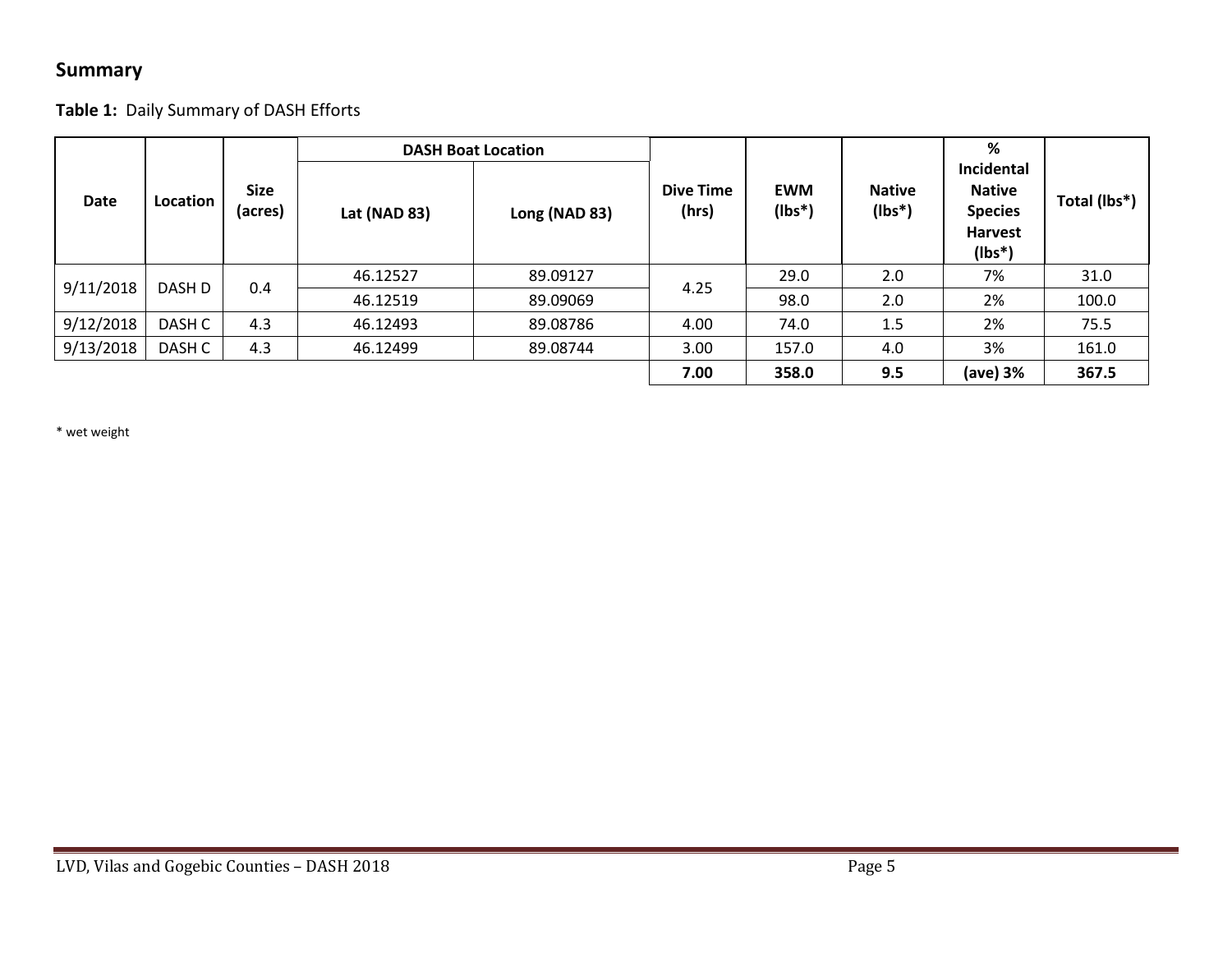## Summary

**Table 1:** Daily Summary of DASH Efforts

| Date | Location | Size (acres) | DASH Boat Location | | Dive Time (hrs) | EWM (lbs*) | Native (lbs*) | % Incidental Native Species Harvest (lbs*) | Total (lbs*) |
|---|---|---|---|---|---|---|---|---|---|
| | | | Lat (NAD 83) | Long (NAD 83) | | | | | |
| 9/11/2018 | DASH D | 0.4 | 46.12527 | 89.09127 | 4.25 | 29.0 | 2.0 | 7% | 31.0 |
| | | | 46.12519 | 89.09069 | | 98.0 | 2.0 | 2% | 100.0 |
| 9/12/2018 | DASH C | 4.3 | 46.12493 | 89.08786 | 4.00 | 74.0 | 1.5 | 2% | 75.5 |
| 9/13/2018 | DASH C | 4.3 | 46.12499 | 89.08744 | 3.00 | 157.0 | 4.0 | 3% | 161.0 |
| | | | | | **7.00** | **358.0** | **9.5** | **(ave) 3%** | **367.5** |

* wet weight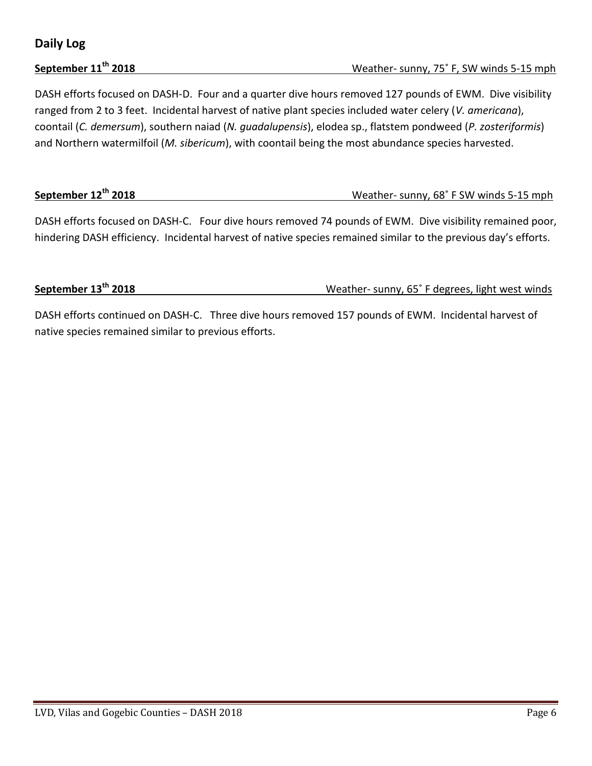## Daily Log

**September 11th 2018** Weather- sunny, 75˚ F, SW winds 5-15 mph

DASH efforts focused on DASH-D. Four and a quarter dive hours removed 127 pounds of EWM. Dive visibility ranged from 2 to 3 feet. Incidental harvest of native plant species included water celery (*V. americana*), coontail (*C. demersum*), southern naiad (*N. guadalupensis*), elodea sp., flatstem pondweed (*P. zosteriformis*) and Northern watermilfoil (*M. sibericum*), with coontail being the most abundance species harvested.

**September 12th 2018** Weather- sunny, 68˚ F SW winds 5-15 mph

DASH efforts focused on DASH-C. Four dive hours removed 74 pounds of EWM. Dive visibility remained poor, hindering DASH efficiency. Incidental harvest of native species remained similar to the previous day's efforts.

**September 13th 2018** Weather- sunny, 65˚ F degrees, light west winds

DASH efforts continued on DASH-C. Three dive hours removed 157 pounds of EWM. Incidental harvest of native species remained similar to previous efforts.